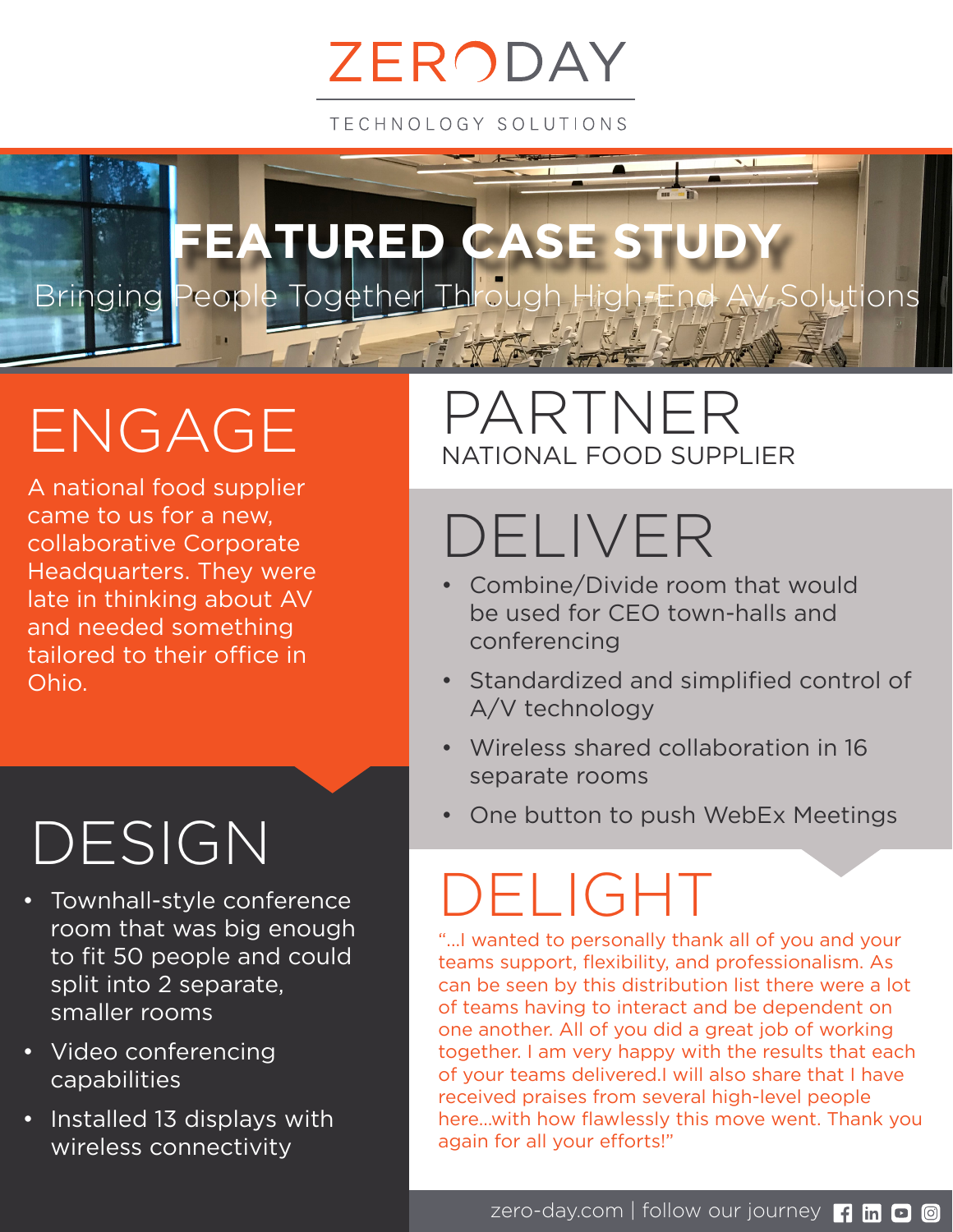# ZERODAY

TECHNOLOGY SOLUTIONS

# FEATURED CASE STUDY

## Bringing People Together Through High-End AV Solutions

## ENGAGE

A national food supplier came to us for a new, collaborative Corporate Headquarters. They were late in thinking about AV and needed something tailored to their office in Ohio.

## DESIGN

- Townhall-style conference room that was big enough to fit 50 people and could split into 2 separate, smaller rooms
- Video conferencing capabilities
- Installed 13 displays with wireless connectivity

## PARTNER

NATIONAL FOOD SUPPLIER

## DELIVER

- Combine/Divide room that would be used for CEO town-halls and conferencing
- Standardized and simplified control of A/V technology
- Wireless shared collaboration in 16 separate rooms
- One button to push WebEx Meetings

## DELIGHT

"...I wanted to personally thank all of you and your teams support, flexibility, and professionalism. As can be seen by this distribution list there were a lot of teams having to interact and be dependent on one another. All of you did a great job of working together. I am very happy with the results that each of your teams delivered.I will also share that I have received praises from several high-level people here...with how flawlessly this move went. Thank you again for all your efforts!"

zero-day.com | follow our journey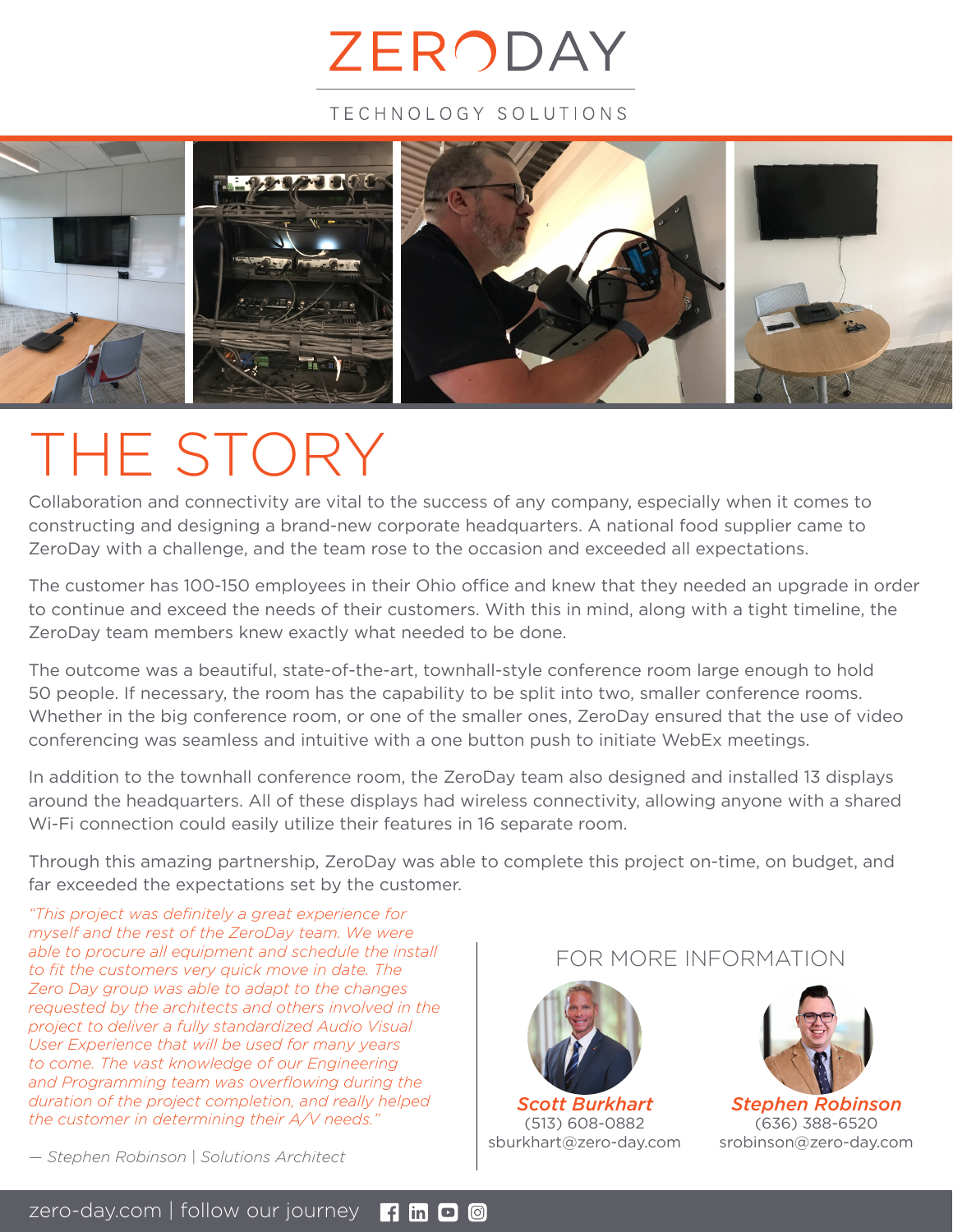# ZERODAY

TECHNOLOGY SOLUTIONS

# THE STORY

Collaboration and connectivity are vital to the success of any company, especially when it comes to constructing and designing a brand-new corporate headquarters. A national food supplier came to ZeroDay with a challenge, and the team rose to the occasion and exceeded all expectations.

The customer has 100-150 employees in their Ohio office and knew that they needed an upgrade in order to continue and exceed the needs of their customers. With this in mind, along with a tight timeline, the ZeroDay team members knew exactly what needed to be done.

The outcome was a beautiful, state-of-the-art, townhall-style conference room large enough to hold 50 people. If necessary, the room has the capability to be split into two, smaller conference rooms. Whether in the big conference room, or one of the smaller ones, ZeroDay ensured that the use of video conferencing was seamless and intuitive with a one button push to initiate WebEx meetings.

In addition to the townhall conference room, the ZeroDay team also designed and installed 13 displays around the headquarters. All of these displays had wireless connectivity, allowing anyone with a shared Wi-Fi connection could easily utilize their features in 16 separate room.

Through this amazing partnership, ZeroDay was able to complete this project on-time, on budget, and far exceeded the expectations set by the customer.

*"This project was definitely a great experience for myself and the rest of the ZeroDay team. We were able to procure all equipment and schedule the install to fit the customers very quick move in date. The Zero Day group was able to adapt to the changes requested by the architects and others involved in the project to deliver a fully standardized Audio Visual User Experience that will be used for many years to come. The vast knowledge of our Engineering and Programming team was overflowing during the duration of the project completion, and really helped the customer in determining their A/V needs."*

*— Stephen Robinson | Solutions Architect*

## FOR MORE INFORMATION

**Scott Burkhart**
(513) 608-0882
sburkhart@zero-day.com

**Stephen Robinson**
(636) 388-6520
srobinson@zero-day.com

zero-day.com | follow our journey